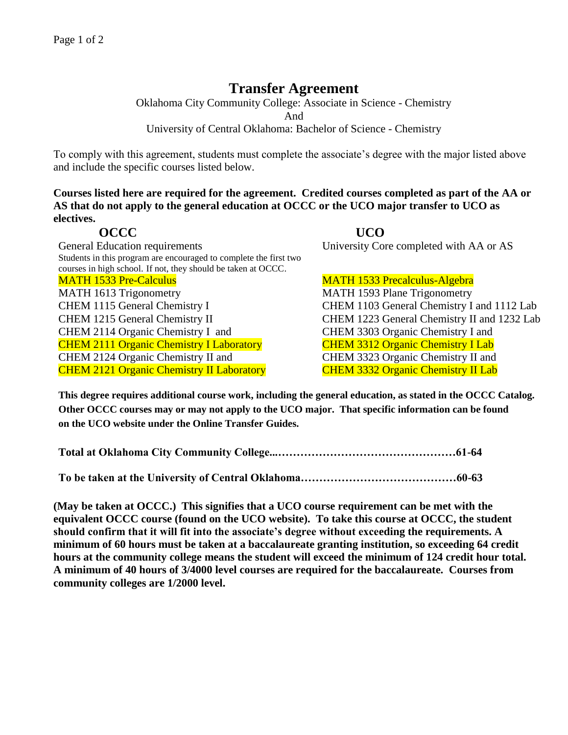# Transfer Agreement

Oklahoma City Community College: Associate in Science - Chemistry

And

University of Central Oklahoma: Bachelor of Science - Chemistry

To comply with this agreement, students must complete the associate's degree with the major listed above and include the specific courses listed below.

**Courses listed here are required for the agreement. Credited courses completed as part of the AA or AS that do not apply to the general education at OCCC or the UCO major transfer to UCO as electives.**

| OCCC | UCO |
|---|---|
| General Education requirements<br>Students in this program are encouraged to complete the first two courses in high school. If not, they should be taken at OCCC. | University Core completed with AA or AS |
| MATH 1533 Pre-Calculus | MATH 1533 Precalculus-Algebra |
| MATH 1613 Trigonometry | MATH 1593 Plane Trigonometry |
| CHEM 1115 General Chemistry I | CHEM 1103 General Chemistry I and 1112 Lab |
| CHEM 1215 General Chemistry II | CHEM 1223 General Chemistry II and 1232 Lab |
| CHEM 2114 Organic Chemistry I and | CHEM 3303 Organic Chemistry I and |
| CHEM 2111 Organic Chemistry I Laboratory | CHEM 3312 Organic Chemistry I Lab |
| CHEM 2124 Organic Chemistry II and | CHEM 3323 Organic Chemistry II and |
| CHEM 2121 Organic Chemistry II Laboratory | CHEM 3332 Organic Chemistry II Lab |

**This degree requires additional course work, including the general education, as stated in the OCCC Catalog. Other OCCC courses may or may not apply to the UCO major. That specific information can be found on the UCO website under the Online Transfer Guides.**

**Total at Oklahoma City Community College...…………………………………………61-64**

**To be taken at the University of Central Oklahoma……………………………………60-63**

**(May be taken at OCCC.) This signifies that a UCO course requirement can be met with the equivalent OCCC course (found on the UCO website). To take this course at OCCC, the student should confirm that it will fit into the associate's degree without exceeding the requirements. A minimum of 60 hours must be taken at a baccalaureate granting institution, so exceeding 64 credit hours at the community college means the student will exceed the minimum of 124 credit hour total. A minimum of 40 hours of 3/4000 level courses are required for the baccalaureate. Courses from community colleges are 1/2000 level.**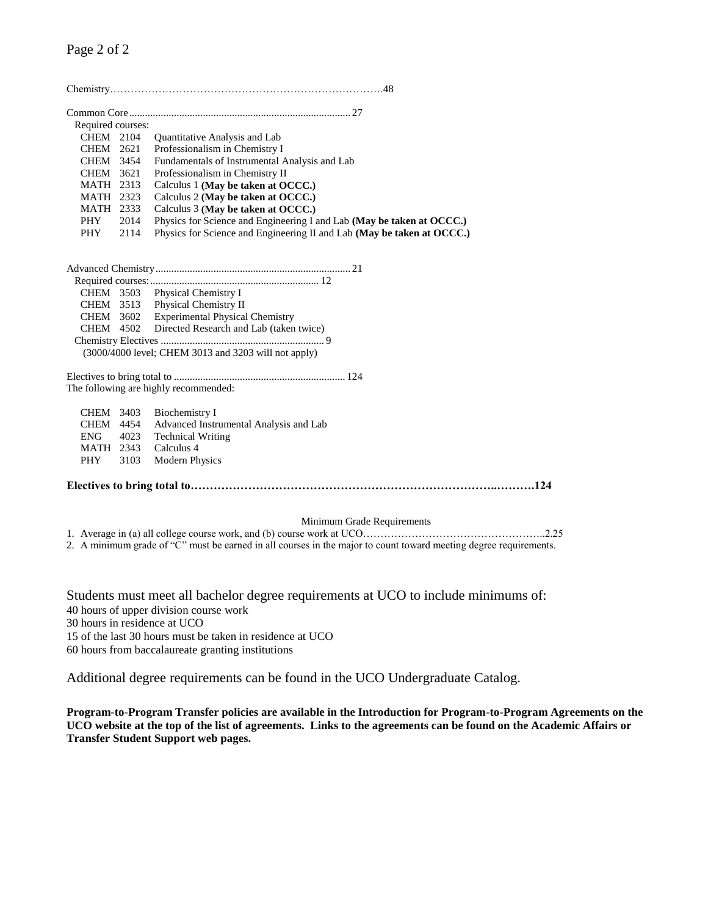Chemistry……………………………………………………………………….48

Common Core.................................................................................. 27

Required courses:

| | | |
|---|---|---|
| CHEM | 2104 | Quantitative Analysis and Lab |
| CHEM | 2621 | Professionalism in Chemistry I |
| CHEM | 3454 | Fundamentals of Instrumental Analysis and Lab |
| CHEM | 3621 | Professionalism in Chemistry II |
| MATH | 2313 | Calculus 1 **(May be taken at OCCC.)** |
| MATH | 2323 | Calculus 2 **(May be taken at OCCC.)** |
| MATH | 2333 | Calculus 3 **(May be taken at OCCC.)** |
| PHY | 2014 | Physics for Science and Engineering I and Lab **(May be taken at OCCC.)** |
| PHY | 2114 | Physics for Science and Engineering II and Lab **(May be taken at OCCC.)** |

Advanced Chemistry......................................................................... 21

Required courses:............................................................... 12

| | | |
|---|---|---|
| CHEM | 3503 | Physical Chemistry I |
| CHEM | 3513 | Physical Chemistry II |
| CHEM | 3602 | Experimental Physical Chemistry |
| CHEM | 4502 | Directed Research and Lab (taken twice) |

Chemistry Electives ............................................................. 9

(3000/4000 level; CHEM 3013 and 3203 will not apply)

Electives to bring total to ................................................................ 124

The following are highly recommended:

| | | |
|---|---|---|
| CHEM | 3403 | Biochemistry I |
| CHEM | 4454 | Advanced Instrumental Analysis and Lab |
| ENG | 4023 | Technical Writing |
| MATH | 2343 | Calculus 4 |
| PHY | 3103 | Modern Physics |

**Electives to bring total to……………………………………………………………………..……….124**

Minimum Grade Requirements

1. Average in (a) all college course work, and (b) course work at UCO……………………………………………..2.25
2. A minimum grade of "C" must be earned in all courses in the major to count toward meeting degree requirements.

Students must meet all bachelor degree requirements at UCO to include minimums of:

40 hours of upper division course work
30 hours in residence at UCO
15 of the last 30 hours must be taken in residence at UCO
60 hours from baccalaureate granting institutions

Additional degree requirements can be found in the UCO Undergraduate Catalog.

**Program-to-Program Transfer policies are available in the Introduction for Program-to-Program Agreements on the UCO website at the top of the list of agreements. Links to the agreements can be found on the Academic Affairs or Transfer Student Support web pages.**